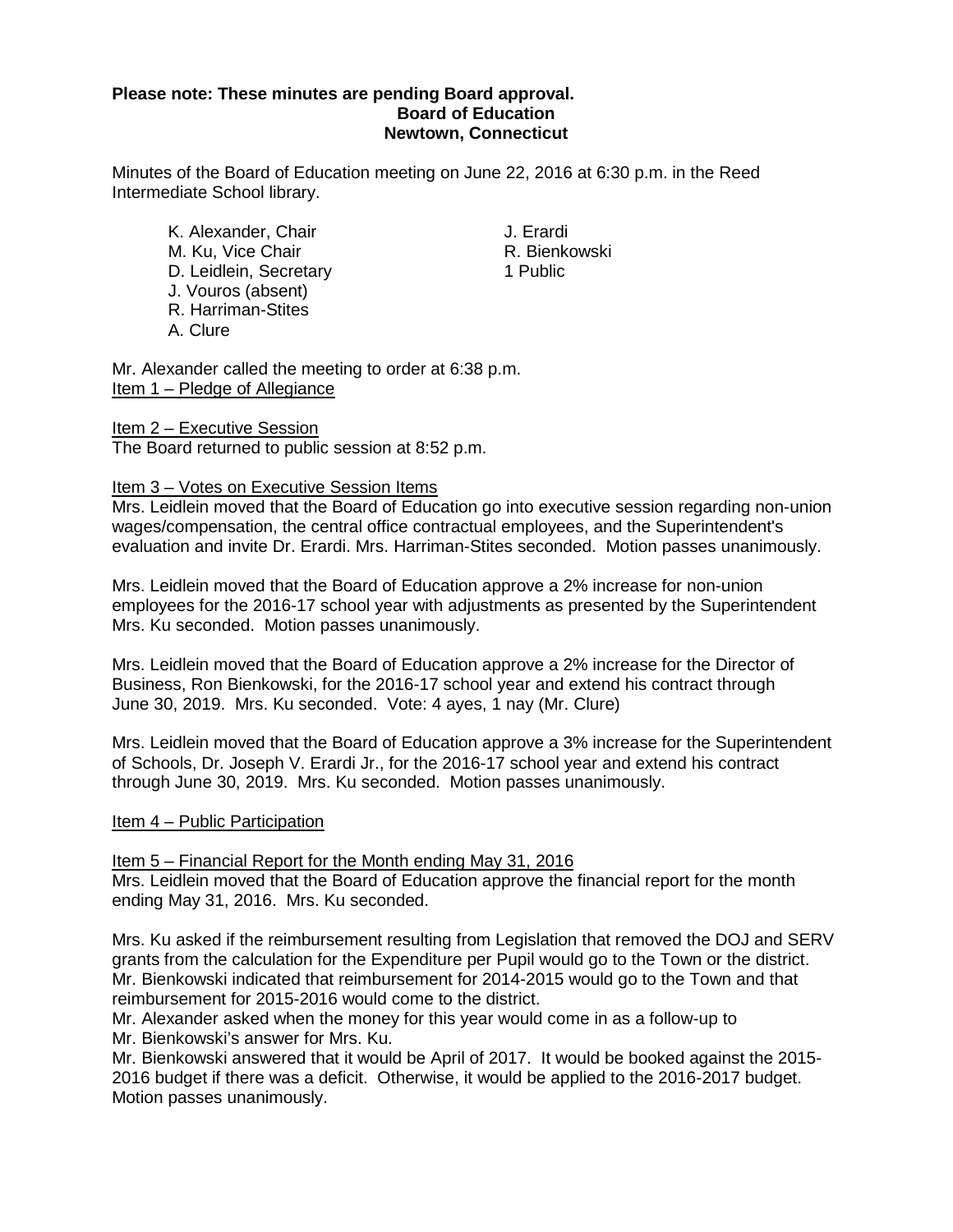**Please note: These minutes are pending Board approval.**

**Board of Education**
**Newtown, Connecticut**

Minutes of the Board of Education meeting on June 22, 2016 at 6:30 p.m. in the Reed Intermediate School library.

K. Alexander, Chair
M. Ku, Vice Chair
D. Leidlein, Secretary
J. Vouros (absent)
R. Harriman-Stites
A. Clure

J. Erardi
R. Bienkowski
1 Public

Mr. Alexander called the meeting to order at 6:38 p.m.

Item 1 – Pledge of Allegiance

Item 2 – Executive Session
The Board returned to public session at 8:52 p.m.

Item 3 – Votes on Executive Session Items
Mrs. Leidlein moved that the Board of Education go into executive session regarding non-union wages/compensation, the central office contractual employees, and the Superintendent's evaluation and invite Dr. Erardi. Mrs. Harriman-Stites seconded. Motion passes unanimously.

Mrs. Leidlein moved that the Board of Education approve a 2% increase for non-union employees for the 2016-17 school year with adjustments as presented by the Superintendent Mrs. Ku seconded. Motion passes unanimously.

Mrs. Leidlein moved that the Board of Education approve a 2% increase for the Director of Business, Ron Bienkowski, for the 2016-17 school year and extend his contract through June 30, 2019. Mrs. Ku seconded. Vote: 4 ayes, 1 nay (Mr. Clure)

Mrs. Leidlein moved that the Board of Education approve a 3% increase for the Superintendent of Schools, Dr. Joseph V. Erardi Jr., for the 2016-17 school year and extend his contract through June 30, 2019. Mrs. Ku seconded. Motion passes unanimously.

Item 4 – Public Participation

Item 5 – Financial Report for the Month ending May 31, 2016
Mrs. Leidlein moved that the Board of Education approve the financial report for the month ending May 31, 2016. Mrs. Ku seconded.

Mrs. Ku asked if the reimbursement resulting from Legislation that removed the DOJ and SERV grants from the calculation for the Expenditure per Pupil would go to the Town or the district. Mr. Bienkowski indicated that reimbursement for 2014-2015 would go to the Town and that reimbursement for 2015-2016 would come to the district.
Mr. Alexander asked when the money for this year would come in as a follow-up to Mr. Bienkowski's answer for Mrs. Ku.
Mr. Bienkowski answered that it would be April of 2017. It would be booked against the 2015-2016 budget if there was a deficit. Otherwise, it would be applied to the 2016-2017 budget.
Motion passes unanimously.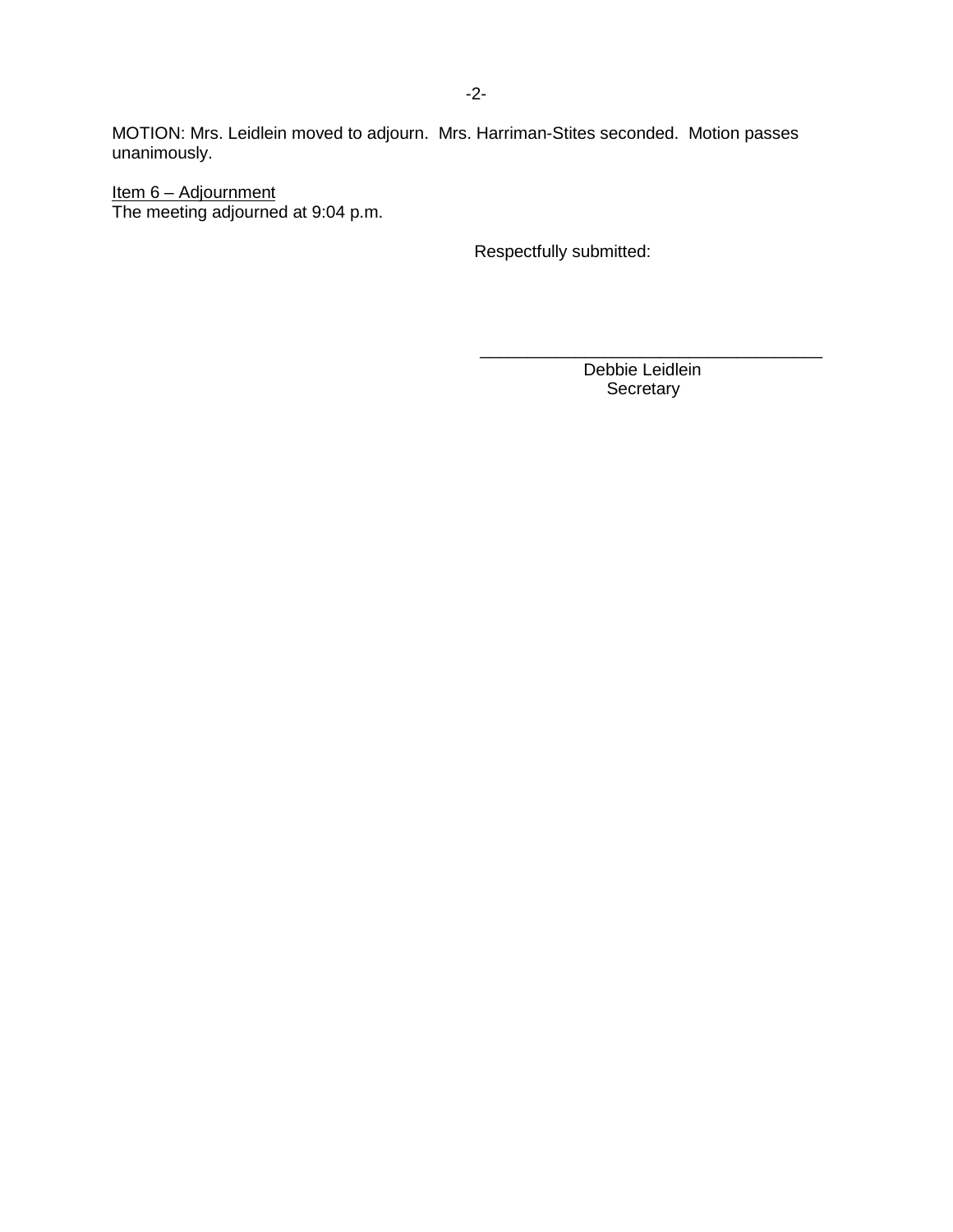MOTION: Mrs. Leidlein moved to adjourn. Mrs. Harriman-Stites seconded. Motion passes unanimously.

<u>Item 6 – Adjournment</u>
The meeting adjourned at 9:04 p.m.

Respectfully submitted:

\_\_\_\_\_\_\_\_\_\_\_\_\_\_\_\_\_\_\_\_\_\_\_\_\_\_\_\_\_\_\_\_\_\_\_\_\_\_
Debbie Leidlein
Secretary